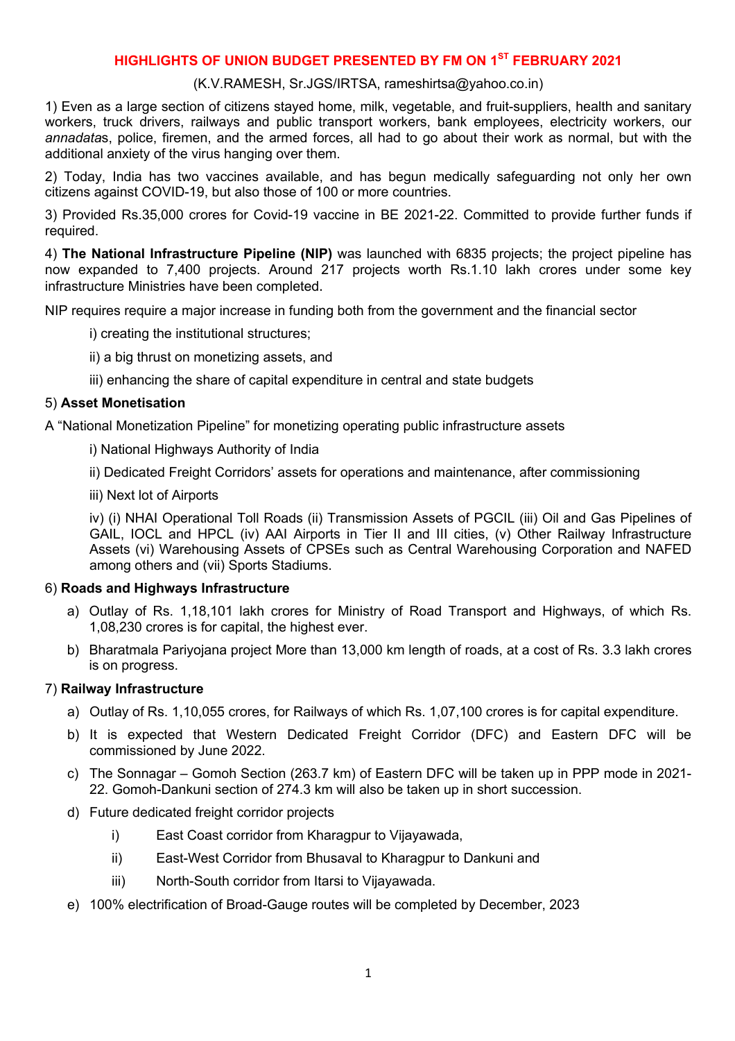# HIGHLIGHTS OF UNION BUDGET PRESENTED BY FM ON 1ST FEBRUARY 2021

(K.V.RAMESH, Sr.JGS/IRTSA, rameshirtsa@yahoo.co.in)

1) Even as a large section of citizens stayed home, milk, vegetable, and fruit-suppliers, health and sanitary workers, truck drivers, railways and public transport workers, bank employees, electricity workers, our *annadata*s, police, firemen, and the armed forces, all had to go about their work as normal, but with the additional anxiety of the virus hanging over them.

2) Today, India has two vaccines available, and has begun medically safeguarding not only her own citizens against COVID-19, but also those of 100 or more countries.

3) Provided Rs.35,000 crores for Covid-19 vaccine in BE 2021-22. Committed to provide further funds if required.

4) **The National Infrastructure Pipeline (NIP)** was launched with 6835 projects; the project pipeline has now expanded to 7,400 projects. Around 217 projects worth Rs.1.10 lakh crores under some key infrastructure Ministries have been completed.

NIP requires require a major increase in funding both from the government and the financial sector

i) creating the institutional structures;

ii) a big thrust on monetizing assets, and

iii) enhancing the share of capital expenditure in central and state budgets

5) **Asset Monetisation**

A "National Monetization Pipeline" for monetizing operating public infrastructure assets

i) National Highways Authority of India

ii) Dedicated Freight Corridors' assets for operations and maintenance, after commissioning

iii) Next lot of Airports

iv) (i) NHAI Operational Toll Roads (ii) Transmission Assets of PGCIL (iii) Oil and Gas Pipelines of GAIL, IOCL and HPCL (iv) AAI Airports in Tier II and III cities, (v) Other Railway Infrastructure Assets (vi) Warehousing Assets of CPSEs such as Central Warehousing Corporation and NAFED among others and (vii) Sports Stadiums.

6) **Roads and Highways Infrastructure**

a) Outlay of Rs. 1,18,101 lakh crores for Ministry of Road Transport and Highways, of which Rs. 1,08,230 crores is for capital, the highest ever.

b) Bharatmala Pariyojana project More than 13,000 km length of roads, at a cost of Rs. 3.3 lakh crores is on progress.

7) **Railway Infrastructure**

a) Outlay of Rs. 1,10,055 crores, for Railways of which Rs. 1,07,100 crores is for capital expenditure.

b) It is expected that Western Dedicated Freight Corridor (DFC) and Eastern DFC will be commissioned by June 2022.

c) The Sonnagar – Gomoh Section (263.7 km) of Eastern DFC will be taken up in PPP mode in 2021-22. Gomoh-Dankuni section of 274.3 km will also be taken up in short succession.

d) Future dedicated freight corridor projects

  i) East Coast corridor from Kharagpur to Vijayawada,

  ii) East-West Corridor from Bhusaval to Kharagpur to Dankuni and

  iii) North-South corridor from Itarsi to Vijayawada.

e) 100% electrification of Broad-Gauge routes will be completed by December, 2023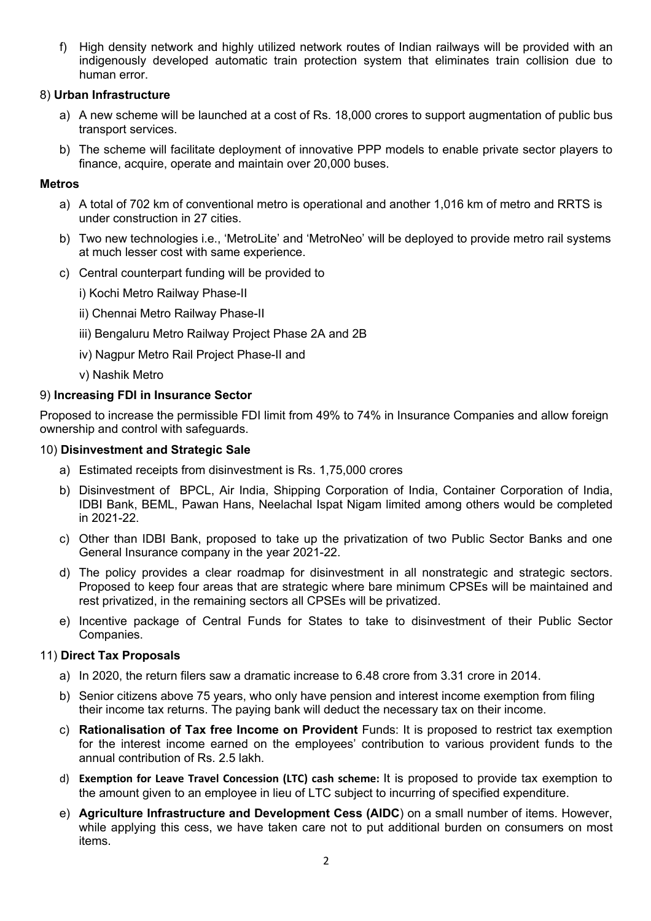f) High density network and highly utilized network routes of Indian railways will be provided with an indigenously developed automatic train protection system that eliminates train collision due to human error.

8) **Urban Infrastructure**

a) A new scheme will be launched at a cost of Rs. 18,000 crores to support augmentation of public bus transport services.

b) The scheme will facilitate deployment of innovative PPP models to enable private sector players to finance, acquire, operate and maintain over 20,000 buses.

**Metros**

a) A total of 702 km of conventional metro is operational and another 1,016 km of metro and RRTS is under construction in 27 cities.

b) Two new technologies i.e., 'MetroLite' and 'MetroNeo' will be deployed to provide metro rail systems at much lesser cost with same experience.

c) Central counterpart funding will be provided to

i) Kochi Metro Railway Phase-II

ii) Chennai Metro Railway Phase-II

iii) Bengaluru Metro Railway Project Phase 2A and 2B

iv) Nagpur Metro Rail Project Phase-II and

v) Nashik Metro

9) **Increasing FDI in Insurance Sector**

Proposed to increase the permissible FDI limit from 49% to 74% in Insurance Companies and allow foreign ownership and control with safeguards.

10) **Disinvestment and Strategic Sale**

a) Estimated receipts from disinvestment is Rs. 1,75,000 crores

b) Disinvestment of BPCL, Air India, Shipping Corporation of India, Container Corporation of India, IDBI Bank, BEML, Pawan Hans, Neelachal Ispat Nigam limited among others would be completed in 2021-22.

c) Other than IDBI Bank, proposed to take up the privatization of two Public Sector Banks and one General Insurance company in the year 2021-22.

d) The policy provides a clear roadmap for disinvestment in all nonstrategic and strategic sectors. Proposed to keep four areas that are strategic where bare minimum CPSEs will be maintained and rest privatized, in the remaining sectors all CPSEs will be privatized.

e) Incentive package of Central Funds for States to take to disinvestment of their Public Sector Companies.

11) **Direct Tax Proposals**

a) In 2020, the return filers saw a dramatic increase to 6.48 crore from 3.31 crore in 2014.

b) Senior citizens above 75 years, who only have pension and interest income exemption from filing their income tax returns. The paying bank will deduct the necessary tax on their income.

c) **Rationalisation of Tax free Income on Provident** Funds: It is proposed to restrict tax exemption for the interest income earned on the employees' contribution to various provident funds to the annual contribution of Rs. 2.5 lakh.

d) **Exemption for Leave Travel Concession (LTC) cash scheme:** It is proposed to provide tax exemption to the amount given to an employee in lieu of LTC subject to incurring of specified expenditure.

e) **Agriculture Infrastructure and Development Cess (AIDC**) on a small number of items. However, while applying this cess, we have taken care not to put additional burden on consumers on most items.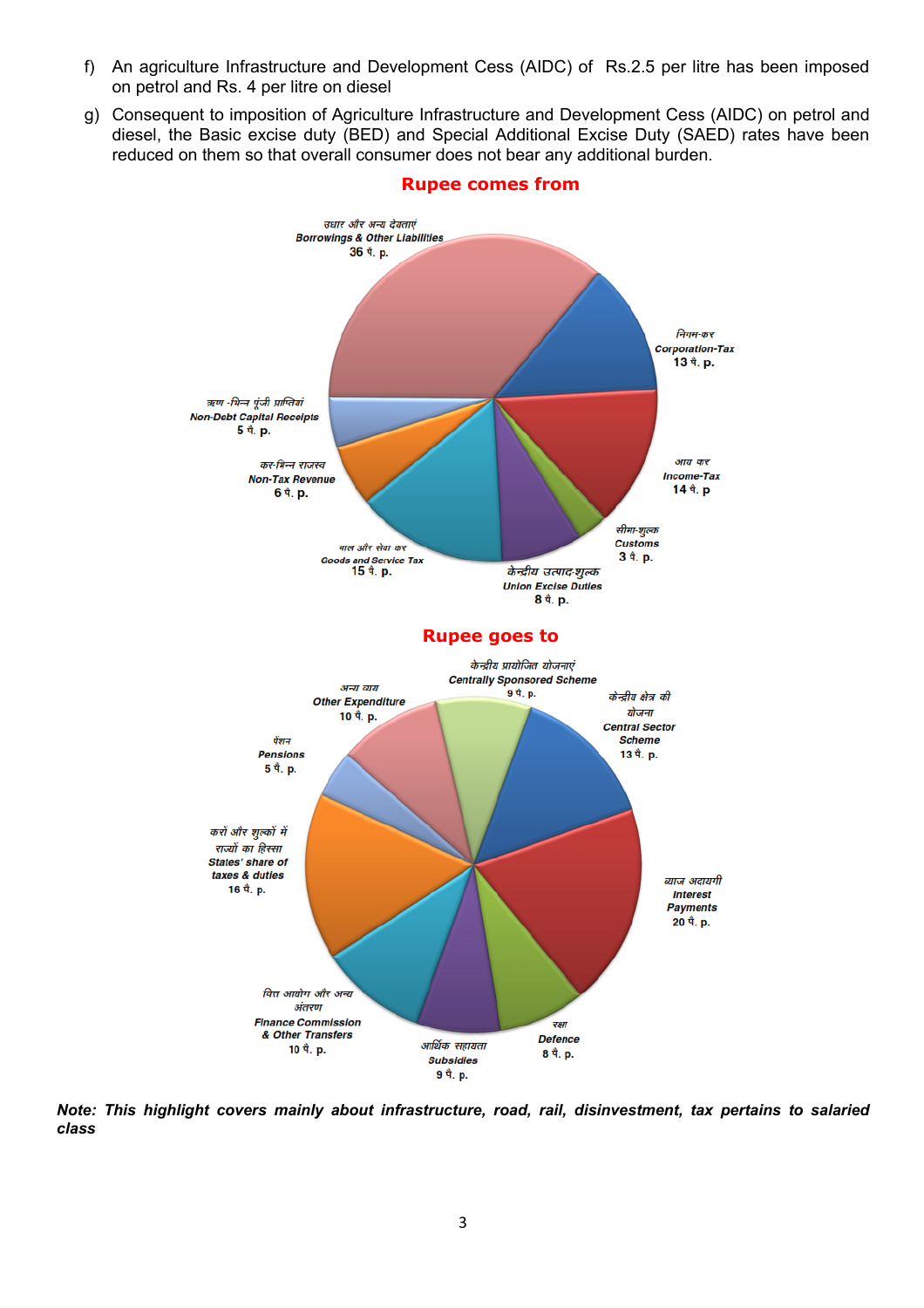f) An agriculture Infrastructure and Development Cess (AIDC) of Rs.2.5 per litre has been imposed on petrol and Rs. 4 per litre on diesel

g) Consequent to imposition of Agriculture Infrastructure and Development Cess (AIDC) on petrol and diesel, the Basic excise duty (BED) and Special Additional Excise Duty (SAED) rates have been reduced on them so that overall consumer does not bear any additional burden.

## Rupee comes from

उधार और अन्य देयताएं
Borrowings & Other Liabilities
36 पै. p.

निगम-कर
Corporation-Tax
13 पै. p.

आय कर
Income-Tax
14 पै. p

सीमा-शुल्क
Customs
3 पै. p.

केन्द्रीय उत्पाद-शुल्क
Union Excise Duties
8 पै. p.

माल और सेवा कर
Goods and Service Tax
15 पै. p.

कर-भिन्न राजस्व
Non-Tax Revenue
6 पै. p.

ऋण -भिन्न पूंजी प्राप्तियां
Non-Debt Capital Receipts
5 पै. p.

## Rupee goes to

केन्द्रीय प्रायोजित योजनाएं
Centrally Sponsored Scheme
9 पै. p.

केन्द्रीय क्षेत्र की योजना
Central Sector Scheme
13 पै. p.

ब्याज अदायगी
Interest Payments
20 पै. p.

रक्षा
Defence
8 पै. p.

आर्थिक सहायता
Subsidies
9 पै. p.

वित्त आयोग और अन्य अंतरण
Finance Commission & Other Transfers
10 पै. p.

करों और शुल्कों में राज्यों का हिस्सा
States' share of taxes & duties
16 पै. p.

पेंशन
Pensions
5 पै. p.

अन्य व्यय
Other Expenditure
10 पै. p.

***Note: This highlight covers mainly about infrastructure, road, rail, disinvestment, tax pertains to salaried class***